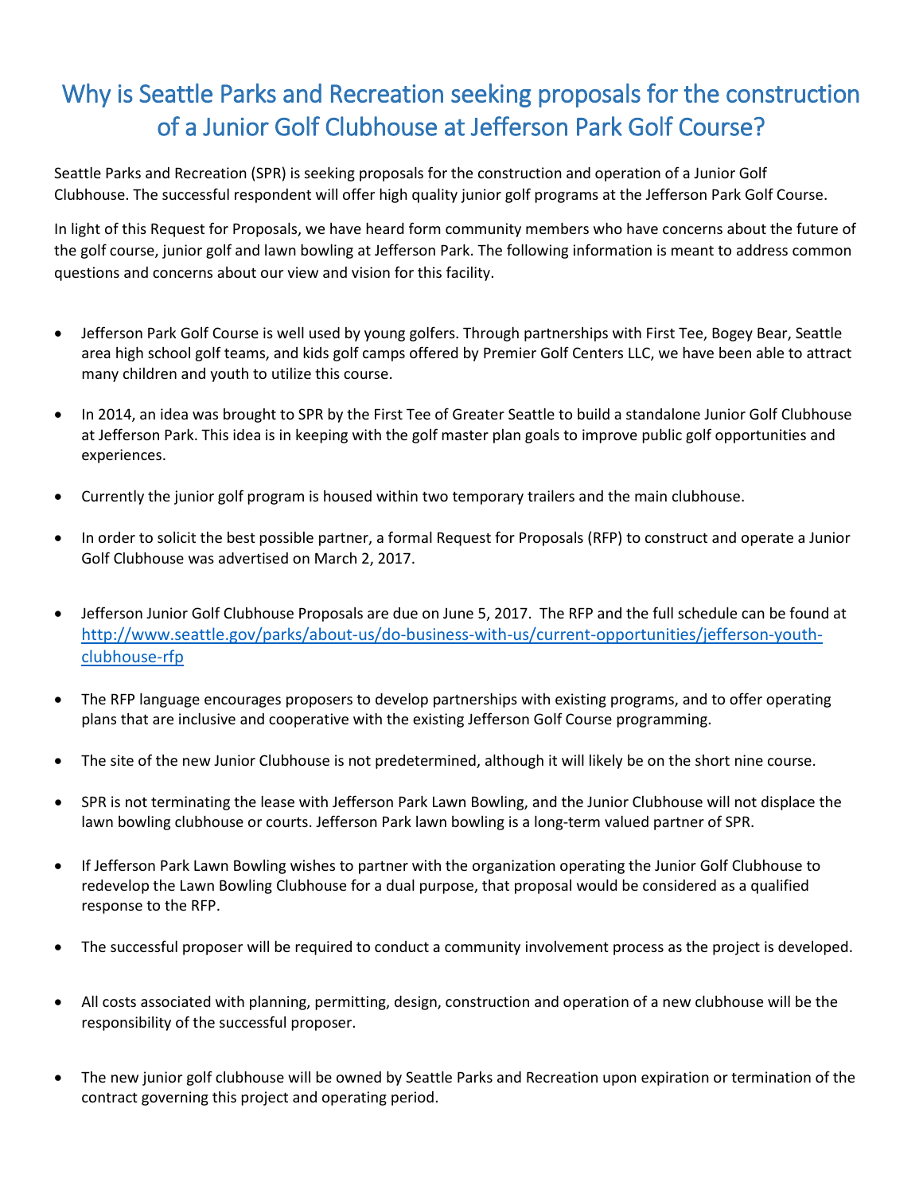# Why is Seattle Parks and Recreation seeking proposals for the construction of a Junior Golf Clubhouse at Jefferson Park Golf Course?

Seattle Parks and Recreation (SPR) is seeking proposals for the construction and operation of a Junior Golf Clubhouse. The successful respondent will offer high quality junior golf programs at the Jefferson Park Golf Course.

In light of this Request for Proposals, we have heard form community members who have concerns about the future of the golf course, junior golf and lawn bowling at Jefferson Park. The following information is meant to address common questions and concerns about our view and vision for this facility.

- Jefferson Park Golf Course is well used by young golfers. Through partnerships with First Tee, Bogey Bear, Seattle area high school golf teams, and kids golf camps offered by Premier Golf Centers LLC, we have been able to attract many children and youth to utilize this course.
- In 2014, an idea was brought to SPR by the First Tee of Greater Seattle to build a standalone Junior Golf Clubhouse at Jefferson Park. This idea is in keeping with the golf master plan goals to improve public golf opportunities and experiences.
- Currently the junior golf program is housed within two temporary trailers and the main clubhouse.
- In order to solicit the best possible partner, a formal Request for Proposals (RFP) to construct and operate a Junior Golf Clubhouse was advertised on March 2, 2017.
- Jefferson Junior Golf Clubhouse Proposals are due on June 5, 2017. The RFP and the full schedule can be found at http://www.seattle.gov/parks/about-us/do-business-with-us/current-opportunities/jefferson-youth-clubhouse-rfp
- The RFP language encourages proposers to develop partnerships with existing programs, and to offer operating plans that are inclusive and cooperative with the existing Jefferson Golf Course programming.
- The site of the new Junior Clubhouse is not predetermined, although it will likely be on the short nine course.
- SPR is not terminating the lease with Jefferson Park Lawn Bowling, and the Junior Clubhouse will not displace the lawn bowling clubhouse or courts. Jefferson Park lawn bowling is a long-term valued partner of SPR.
- If Jefferson Park Lawn Bowling wishes to partner with the organization operating the Junior Golf Clubhouse to redevelop the Lawn Bowling Clubhouse for a dual purpose, that proposal would be considered as a qualified response to the RFP.
- The successful proposer will be required to conduct a community involvement process as the project is developed.
- All costs associated with planning, permitting, design, construction and operation of a new clubhouse will be the responsibility of the successful proposer.
- The new junior golf clubhouse will be owned by Seattle Parks and Recreation upon expiration or termination of the contract governing this project and operating period.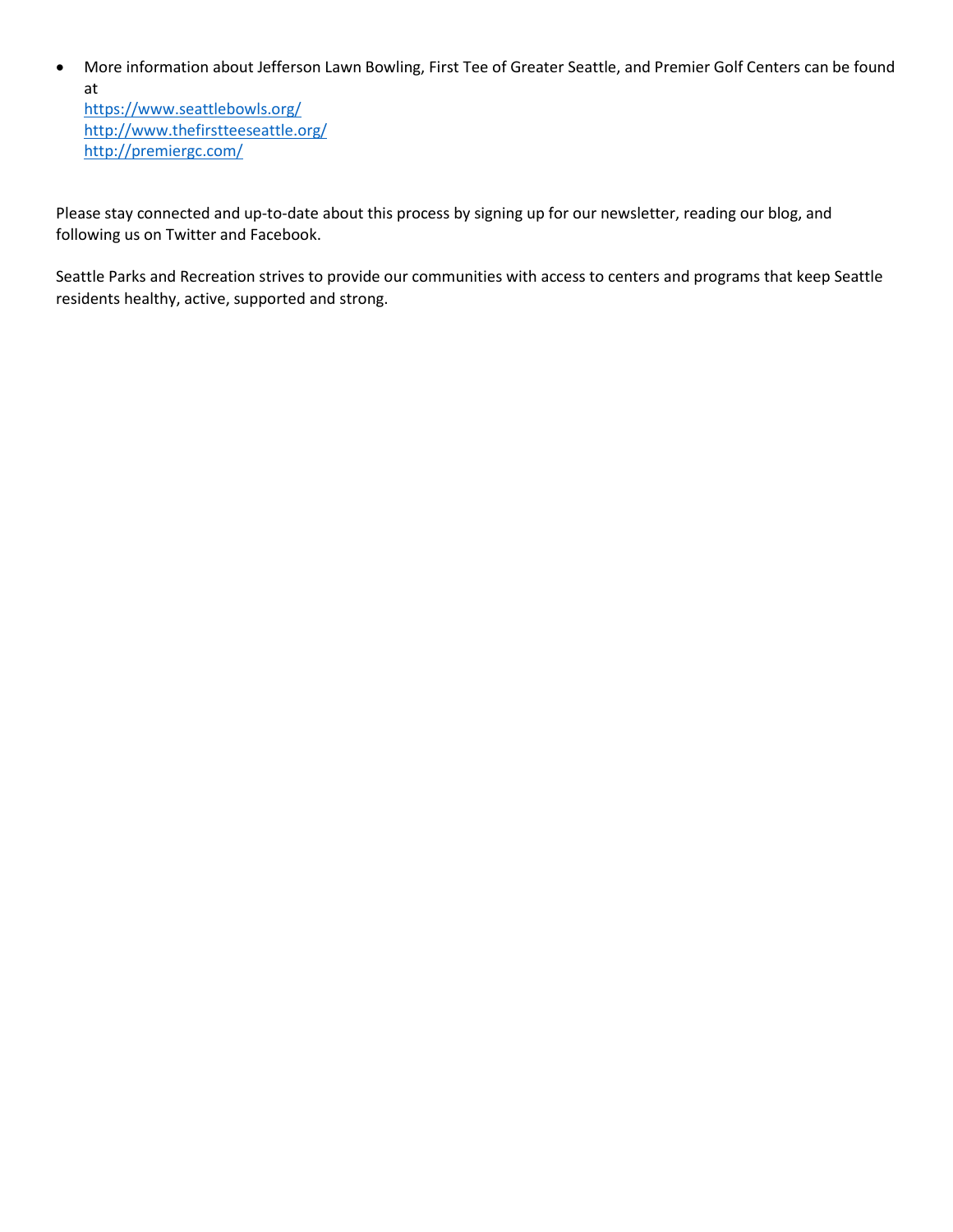- More information about Jefferson Lawn Bowling, First Tee of Greater Seattle, and Premier Golf Centers can be found at
  https://www.seattlebowls.org/
  http://www.thefirstteeseattle.org/
  http://premiergc.com/

Please stay connected and up-to-date about this process by signing up for our newsletter, reading our blog, and following us on Twitter and Facebook.

Seattle Parks and Recreation strives to provide our communities with access to centers and programs that keep Seattle residents healthy, active, supported and strong.